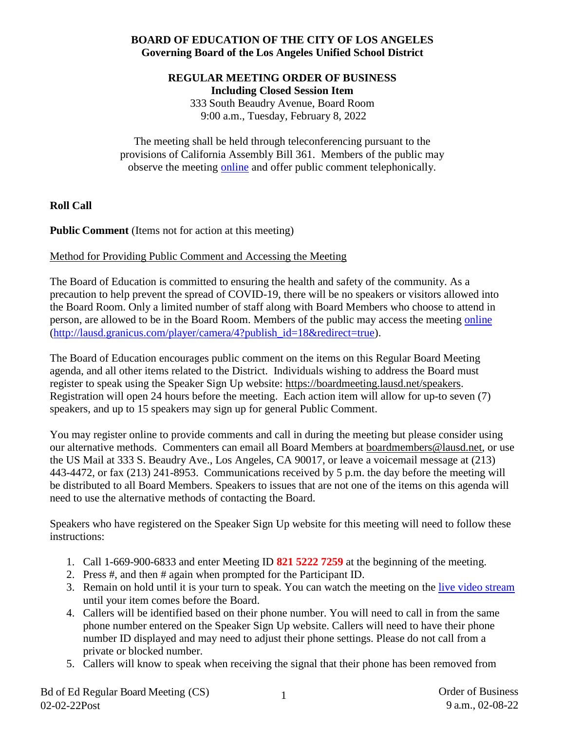**BOARD OF EDUCATION OF THE CITY OF LOS ANGELES**
**Governing Board of the Los Angeles Unified School District**

**REGULAR MEETING ORDER OF BUSINESS**
**Including Closed Session Item**
333 South Beaudry Avenue, Board Room
9:00 a.m., Tuesday, February 8, 2022

The meeting shall be held through teleconferencing pursuant to the provisions of California Assembly Bill 361. Members of the public may observe the meeting online and offer public comment telephonically.

**Roll Call**

**Public Comment** (Items not for action at this meeting)

Method for Providing Public Comment and Accessing the Meeting

The Board of Education is committed to ensuring the health and safety of the community. As a precaution to help prevent the spread of COVID-19, there will be no speakers or visitors allowed into the Board Room. Only a limited number of staff along with Board Members who choose to attend in person, are allowed to be in the Board Room. Members of the public may access the meeting online (http://lausd.granicus.com/player/camera/4?publish_id=18&redirect=true).

The Board of Education encourages public comment on the items on this Regular Board Meeting agenda, and all other items related to the District. Individuals wishing to address the Board must register to speak using the Speaker Sign Up website: https://boardmeeting.lausd.net/speakers. Registration will open 24 hours before the meeting. Each action item will allow for up-to seven (7) speakers, and up to 15 speakers may sign up for general Public Comment.

You may register online to provide comments and call in during the meeting but please consider using our alternative methods. Commenters can email all Board Members at boardmembers@lausd.net, or use the US Mail at 333 S. Beaudry Ave., Los Angeles, CA 90017, or leave a voicemail message at (213) 443-4472, or fax (213) 241-8953. Communications received by 5 p.m. the day before the meeting will be distributed to all Board Members. Speakers to issues that are not one of the items on this agenda will need to use the alternative methods of contacting the Board.

Speakers who have registered on the Speaker Sign Up website for this meeting will need to follow these instructions:

1. Call 1-669-900-6833 and enter Meeting ID **821 5222 7259** at the beginning of the meeting.
2. Press #, and then # again when prompted for the Participant ID.
3. Remain on hold until it is your turn to speak. You can watch the meeting on the live video stream until your item comes before the Board.
4. Callers will be identified based on their phone number. You will need to call in from the same phone number entered on the Speaker Sign Up website. Callers will need to have their phone number ID displayed and may need to adjust their phone settings. Please do not call from a private or blocked number.
5. Callers will know to speak when receiving the signal that their phone has been removed from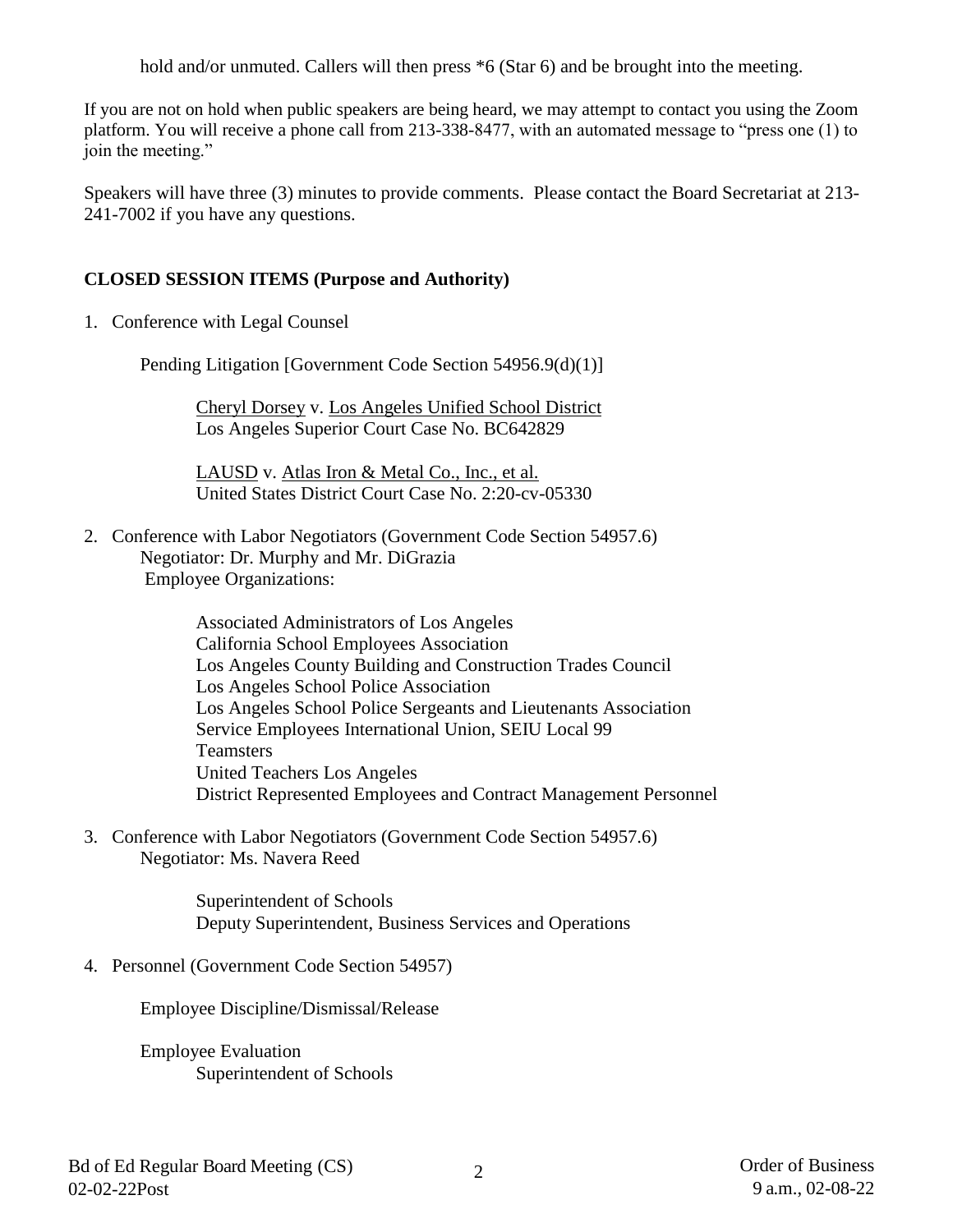hold and/or unmuted. Callers will then press *6 (Star 6) and be brought into the meeting.

If you are not on hold when public speakers are being heard, we may attempt to contact you using the Zoom platform. You will receive a phone call from 213-338-8477, with an automated message to "press one (1) to join the meeting."

Speakers will have three (3) minutes to provide comments. Please contact the Board Secretariat at 213-241-7002 if you have any questions.

**CLOSED SESSION ITEMS (Purpose and Authority)**

1. Conference with Legal Counsel

   Pending Litigation [Government Code Section 54956.9(d)(1)]

   Cheryl Dorsey v. Los Angeles Unified School District
   Los Angeles Superior Court Case No. BC642829

   LAUSD v. Atlas Iron & Metal Co., Inc., et al.
   United States District Court Case No. 2:20-cv-05330

2. Conference with Labor Negotiators (Government Code Section 54957.6)
   Negotiator: Dr. Murphy and Mr. DiGrazia
   Employee Organizations:

   Associated Administrators of Los Angeles
   California School Employees Association
   Los Angeles County Building and Construction Trades Council
   Los Angeles School Police Association
   Los Angeles School Police Sergeants and Lieutenants Association
   Service Employees International Union, SEIU Local 99
   Teamsters
   United Teachers Los Angeles
   District Represented Employees and Contract Management Personnel

3. Conference with Labor Negotiators (Government Code Section 54957.6)
   Negotiator: Ms. Navera Reed

   Superintendent of Schools
   Deputy Superintendent, Business Services and Operations

4. Personnel (Government Code Section 54957)

   Employee Discipline/Dismissal/Release

   Employee Evaluation
   Superintendent of Schools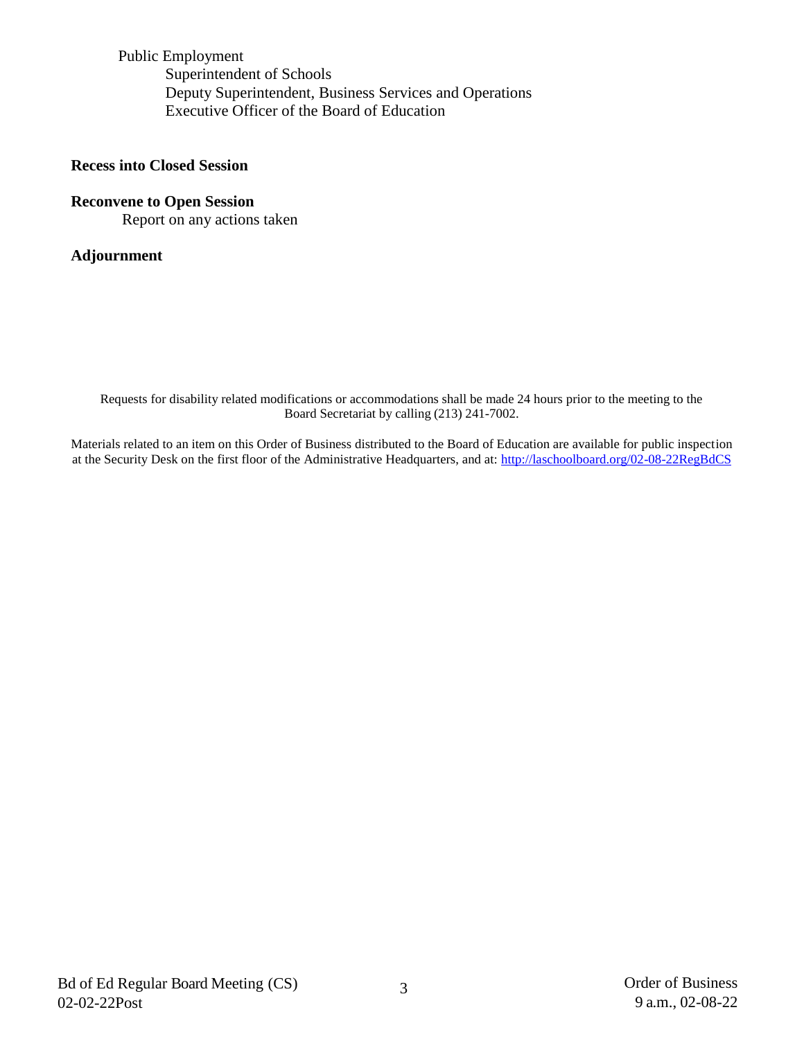Public Employment

Superintendent of Schools

Deputy Superintendent, Business Services and Operations

Executive Officer of the Board of Education

**Recess into Closed Session**

**Reconvene to Open Session**

Report on any actions taken

**Adjournment**

Requests for disability related modifications or accommodations shall be made 24 hours prior to the meeting to the Board Secretariat by calling (213) 241-7002.

Materials related to an item on this Order of Business distributed to the Board of Education are available for public inspection at the Security Desk on the first floor of the Administrative Headquarters, and at: http://laschoolboard.org/02-08-22RegBdCS